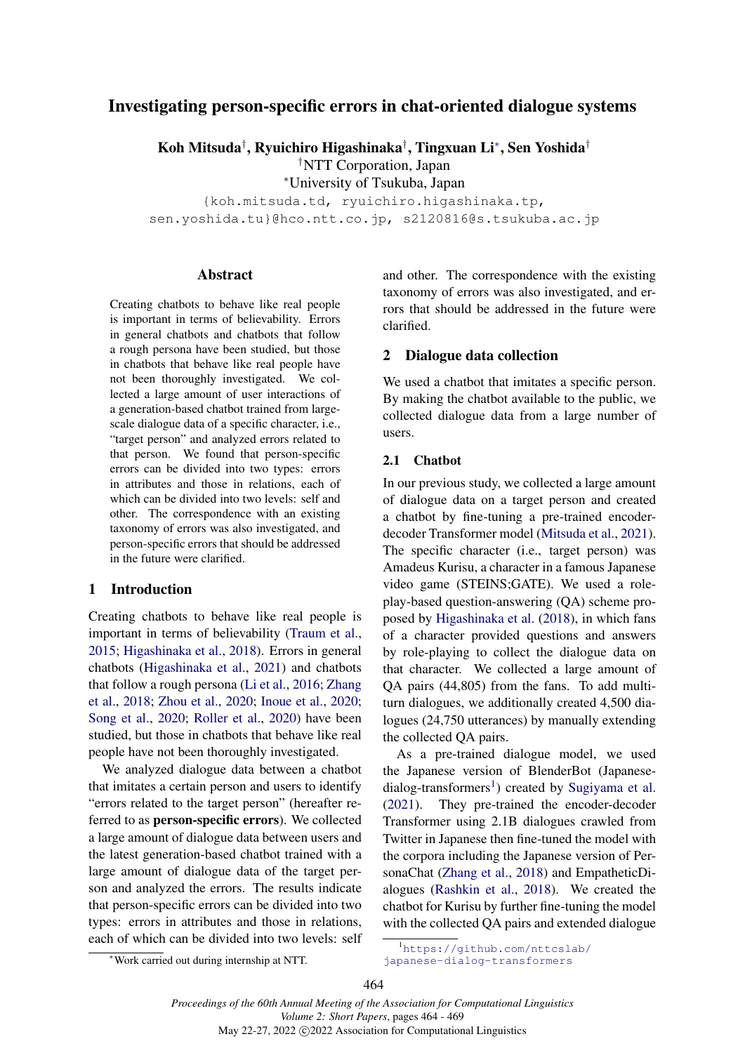# Investigating person-specific errors in chat-oriented dialogue systems

**Koh Mitsuda[†], Ryuichiro Higashinaka[†], Tingxuan Li[*], Sen Yoshida[†]**

[†]NTT Corporation, Japan

[*]University of Tsukuba, Japan

{koh.mitsuda.td, ryuichiro.higashinaka.tp, sen.yoshida.tu}@hco.ntt.co.jp, s2120816@s.tsukuba.ac.jp

## Abstract

Creating chatbots to behave like real people is important in terms of believability. Errors in general chatbots and chatbots that follow a rough persona have been studied, but those in chatbots that behave like real people have not been thoroughly investigated. We collected a large amount of user interactions of a generation-based chatbot trained from large-scale dialogue data of a specific character, i.e., "target person" and analyzed errors related to that person. We found that person-specific errors can be divided into two types: errors in attributes and those in relations, each of which can be divided into two levels: self and other. The correspondence with an existing taxonomy of errors was also investigated, and person-specific errors that should be addressed in the future were clarified.

## 1 Introduction

Creating chatbots to behave like real people is important in terms of believability (Traum et al., 2015; Higashinaka et al., 2018). Errors in general chatbots (Higashinaka et al., 2021) and chatbots that follow a rough persona (Li et al., 2016; Zhang et al., 2018; Zhou et al., 2020; Inoue et al., 2020; Song et al., 2020; Roller et al., 2020) have been studied, but those in chatbots that behave like real people have not been thoroughly investigated.

We analyzed dialogue data between a chatbot that imitates a certain person and users to identify "errors related to the target person" (hereafter referred to as **person-specific errors**). We collected a large amount of dialogue data between users and the latest generation-based chatbot trained with a large amount of dialogue data of the target person and analyzed the errors. The results indicate that person-specific errors can be divided into two types: errors in attributes and those in relations, each of which can be divided into two levels: self and other. The correspondence with the existing taxonomy of errors was also investigated, and errors that should be addressed in the future were clarified.

## 2 Dialogue data collection

We used a chatbot that imitates a specific person. By making the chatbot available to the public, we collected dialogue data from a large number of users.

### 2.1 Chatbot

In our previous study, we collected a large amount of dialogue data on a target person and created a chatbot by fine-tuning a pre-trained encoder-decoder Transformer model (Mitsuda et al., 2021). The specific character (i.e., target person) was Amadeus Kurisu, a character in a famous Japanese video game (STEINS;GATE). We used a role-play-based question-answering (QA) scheme proposed by Higashinaka et al. (2018), in which fans of a character provided questions and answers by role-playing to collect the dialogue data on that character. We collected a large amount of QA pairs (44,805) from the fans. To add multi-turn dialogues, we additionally created 4,500 dialogues (24,750 utterances) by manually extending the collected QA pairs.

As a pre-trained dialogue model, we used the Japanese version of BlenderBot (Japanese-dialog-transformers[1]) created by Sugiyama et al. (2021). They pre-trained the encoder-decoder Transformer using 2.1B dialogues crawled from Twitter in Japanese then fine-tuned the model with the corpora including the Japanese version of PersonaChat (Zhang et al., 2018) and EmpatheticDialogues (Rashkin et al., 2018). We created the chatbot for Kurisu by further fine-tuning the model with the collected QA pairs and extended dialogue

[*]Work carried out during internship at NTT.

[1]https://github.com/nttcslab/japanese-dialog-transformers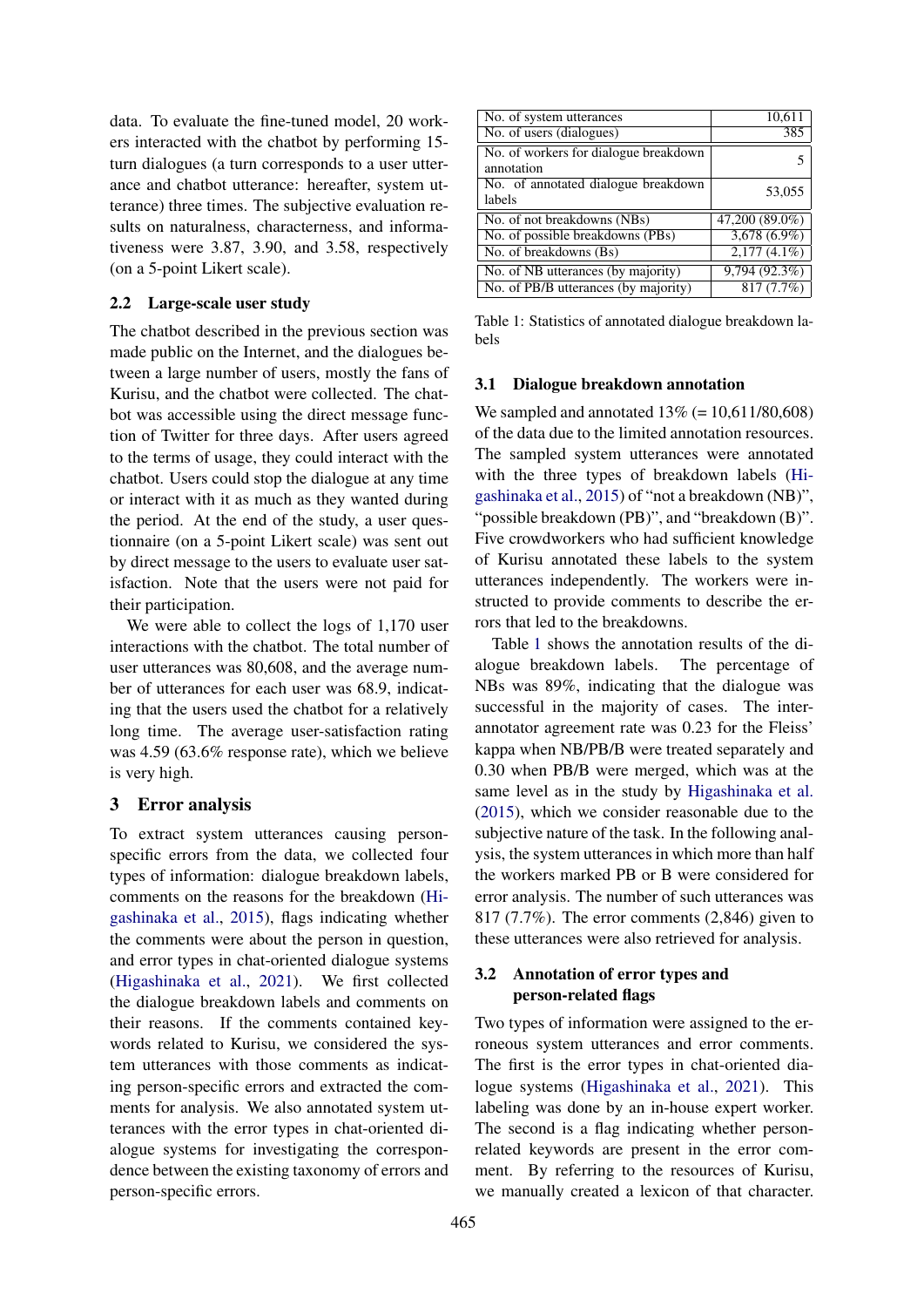data. To evaluate the fine-tuned model, 20 workers interacted with the chatbot by performing 15-turn dialogues (a turn corresponds to a user utterance and chatbot utterance: hereafter, system utterance) three times. The subjective evaluation results on naturalness, characterness, and informativeness were 3.87, 3.90, and 3.58, respectively (on a 5-point Likert scale).

### 2.2 Large-scale user study

The chatbot described in the previous section was made public on the Internet, and the dialogues between a large number of users, mostly the fans of Kurisu, and the chatbot were collected. The chatbot was accessible using the direct message function of Twitter for three days. After users agreed to the terms of usage, they could interact with the chatbot. Users could stop the dialogue at any time or interact with it as much as they wanted during the period. At the end of the study, a user questionnaire (on a 5-point Likert scale) was sent out by direct message to the users to evaluate user satisfaction. Note that the users were not paid for their participation.

We were able to collect the logs of 1,170 user interactions with the chatbot. The total number of user utterances was 80,608, and the average number of utterances for each user was 68.9, indicating that the users used the chatbot for a relatively long time. The average user-satisfaction rating was 4.59 (63.6% response rate), which we believe is very high.

## 3 Error analysis

To extract system utterances causing person-specific errors from the data, we collected four types of information: dialogue breakdown labels, comments on the reasons for the breakdown (Higashinaka et al., 2015), flags indicating whether the comments were about the person in question, and error types in chat-oriented dialogue systems (Higashinaka et al., 2021). We first collected the dialogue breakdown labels and comments on their reasons. If the comments contained keywords related to Kurisu, we considered the system utterances with those comments as indicating person-specific errors and extracted the comments for analysis. We also annotated system utterances with the error types in chat-oriented dialogue systems for investigating the correspondence between the existing taxonomy of errors and person-specific errors.

| | |
|---|---|
| No. of system utterances | 10,611 |
| No. of users (dialogues) | 385 |
| No. of workers for dialogue breakdown annotation | 5 |
| No. of annotated dialogue breakdown labels | 53,055 |
| No. of not breakdowns (NBs) | 47,200 (89.0%) |
| No. of possible breakdowns (PBs) | 3,678 (6.9%) |
| No. of breakdowns (Bs) | 2,177 (4.1%) |
| No. of NB utterances (by majority) | 9,794 (92.3%) |
| No. of PB/B utterances (by majority) | 817 (7.7%) |

Table 1: Statistics of annotated dialogue breakdown labels

### 3.1 Dialogue breakdown annotation

We sampled and annotated 13% (= 10,611/80,608) of the data due to the limited annotation resources. The sampled system utterances were annotated with the three types of breakdown labels (Higashinaka et al., 2015) of "not a breakdown (NB)", "possible breakdown (PB)", and "breakdown (B)". Five crowdworkers who had sufficient knowledge of Kurisu annotated these labels to the system utterances independently. The workers were instructed to provide comments to describe the errors that led to the breakdowns.

Table 1 shows the annotation results of the dialogue breakdown labels. The percentage of NBs was 89%, indicating that the dialogue was successful in the majority of cases. The inter-annotator agreement rate was 0.23 for the Fleiss' kappa when NB/PB/B were treated separately and 0.30 when PB/B were merged, which was at the same level as in the study by Higashinaka et al. (2015), which we consider reasonable due to the subjective nature of the task. In the following analysis, the system utterances in which more than half the workers marked PB or B were considered for error analysis. The number of such utterances was 817 (7.7%). The error comments (2,846) given to these utterances were also retrieved for analysis.

### 3.2 Annotation of error types and person-related flags

Two types of information were assigned to the erroneous system utterances and error comments. The first is the error types in chat-oriented dialogue systems (Higashinaka et al., 2021). This labeling was done by an in-house expert worker. The second is a flag indicating whether person-related keywords are present in the error comment. By referring to the resources of Kurisu, we manually created a lexicon of that character.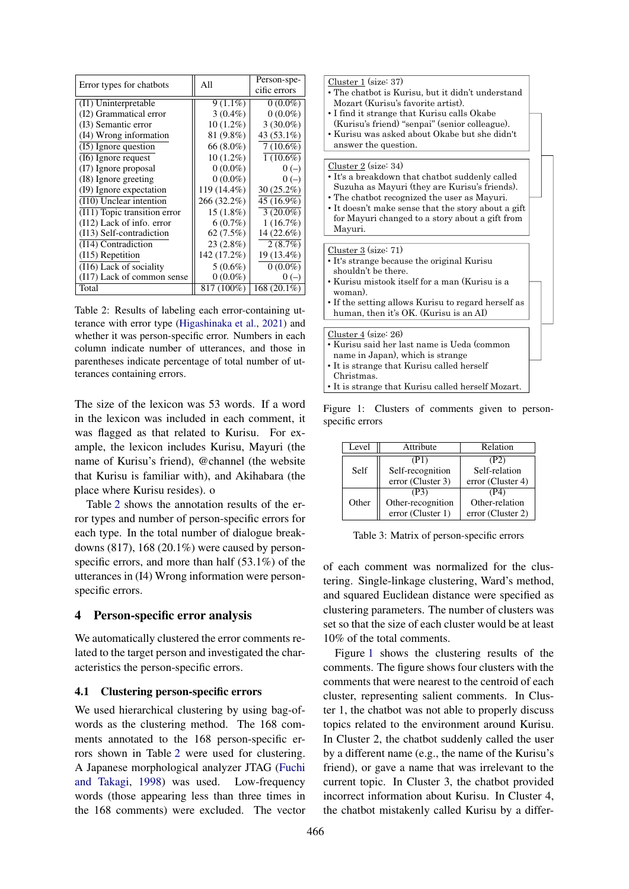| Error types for chatbots | All | Person-specific errors |
|---|---|---|
| (I1) Uninterpretable | 9 (1.1%) | 0 (0.0%) |
| (I2) Grammatical error | 3 (0.4%) | 0 (0.0%) |
| (I3) Semantic error | 10 (1.2%) | 3 (30.0%) |
| (I4) Wrong information | 81 (9.8%) | 43 (53.1%) |
| (I5) Ignore question | 66 (8.0%) | 7 (10.6%) |
| (I6) Ignore request | 10 (1.2%) | 1 (10.6%) |
| (I7) Ignore proposal | 0 (0.0%) | 0 (–) |
| (I8) Ignore greeting | 0 (0.0%) | 0 (–) |
| (I9) Ignore expectation | 119 (14.4%) | 30 (25.2%) |
| (I10) Unclear intention | 266 (32.2%) | 45 (16.9%) |
| (I11) Topic transition error | 15 (1.8%) | 3 (20.0%) |
| (I12) Lack of info. error | 6 (0.7%) | 1 (16.7%) |
| (I13) Self-contradiction | 62 (7.5%) | 14 (22.6%) |
| (I14) Contradiction | 23 (2.8%) | 2 (8.7%) |
| (I15) Repetition | 142 (17.2%) | 19 (13.4%) |
| (I16) Lack of sociality | 5 (0.6%) | 0 (0.0%) |
| (I17) Lack of common sense | 0 (0.0%) | 0 (–) |
| Total | 817 (100%) | 168 (20.1%) |

Table 2: Results of labeling each error-containing utterance with error type (Higashinaka et al., 2021) and whether it was person-specific error. Numbers in each column indicate number of utterances, and those in parentheses indicate percentage of total number of utterances containing errors.

The size of the lexicon was 53 words. If a word in the lexicon was included in each comment, it was flagged as that related to Kurisu. For example, the lexicon includes Kurisu, Mayuri (the name of Kurisu's friend), @channel (the website that Kurisu is familiar with), and Akihabara (the place where Kurisu resides). o

Table 2 shows the annotation results of the error types and number of person-specific errors for each type. In the total number of dialogue breakdowns (817), 168 (20.1%) were caused by person-specific errors, and more than half (53.1%) of the utterances in (I4) Wrong information were person-specific errors.

## 4 Person-specific error analysis

We automatically clustered the error comments related to the target person and investigated the characteristics the person-specific errors.

### 4.1 Clustering person-specific errors

We used hierarchical clustering by using bag-of-words as the clustering method. The 168 comments annotated to the 168 person-specific errors shown in Table 2 were used for clustering. A Japanese morphological analyzer JTAG (Fuchi and Takagi, 1998) was used. Low-frequency words (those appearing less than three times in the 168 comments) were excluded. The vector of each comment was normalized for the clustering. Single-linkage clustering, Ward's method, and squared Euclidean distance were specified as clustering parameters. The number of clusters was set so that the size of each cluster would be at least 10% of the total comments.

Cluster 1 (size: 37)
- The chatbot is Kurisu, but it didn't understand Mozart (Kurisu's favorite artist).
- I find it strange that Kurisu calls Okabe (Kurisu's friend) "senpai" (senior colleague).
- Kurisu was asked about Okabe but she didn't answer the question.

Cluster 2 (size: 34)
- It's a breakdown that chatbot suddenly called Suzuha as Mayuri (they are Kurisu's friends).
- The chatbot recognized the user as Mayuri.
- It doesn't make sense that the story about a gift for Mayuri changed to a story about a gift from Mayuri.

Cluster 3 (size: 71)
- It's strange because the original Kurisu shouldn't be there.
- Kurisu mistook itself for a man (Kurisu is a woman).
- If the setting allows Kurisu to regard herself as human, then it's OK. (Kurisu is an AI)

Cluster 4 (size: 26)
- Kurisu said her last name is Ueda (common name in Japan), which is strange
- It is strange that Kurisu called herself Christmas.
- It is strange that Kurisu called herself Mozart.

Figure 1: Clusters of comments given to person-specific errors

| Level | Attribute | Relation |
|---|---|---|
| Self | (P1) Self-recognition error (Cluster 3) | (P2) Self-relation error (Cluster 4) |
| Other | (P3) Other-recognition error (Cluster 1) | (P4) Other-relation error (Cluster 2) |

Table 3: Matrix of person-specific errors

Figure 1 shows the clustering results of the comments. The figure shows four clusters with the comments that were nearest to the centroid of each cluster, representing salient comments. In Cluster 1, the chatbot was not able to properly discuss topics related to the environment around Kurisu. In Cluster 2, the chatbot suddenly called the user by a different name (e.g., the name of the Kurisu's friend), or gave a name that was irrelevant to the current topic. In Cluster 3, the chatbot provided incorrect information about Kurisu. In Cluster 4, the chatbot mistakenly called Kurisu by a differ-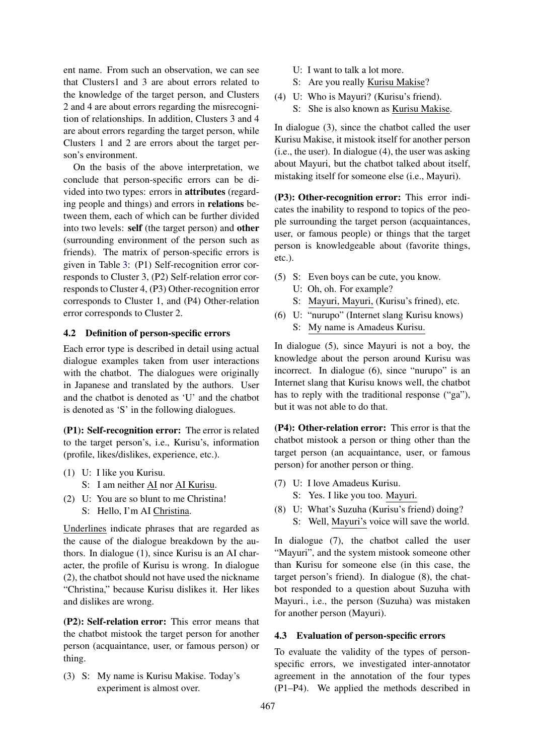ent name. From such an observation, we can see that Clusters1 and 3 are about errors related to the knowledge of the target person, and Clusters 2 and 4 are about errors regarding the misrecognition of relationships. In addition, Clusters 3 and 4 are about errors regarding the target person, while Clusters 1 and 2 are errors about the target person's environment.

On the basis of the above interpretation, we conclude that person-specific errors can be divided into two types: errors in **attributes** (regarding people and things) and errors in **relations** between them, each of which can be further divided into two levels: **self** (the target person) and **other** (surrounding environment of the person such as friends). The matrix of person-specific errors is given in Table 3: (P1) Self-recognition error corresponds to Cluster 3, (P2) Self-relation error corresponds to Cluster 4, (P3) Other-recognition error corresponds to Cluster 1, and (P4) Other-relation error corresponds to Cluster 2.

### 4.2 Definition of person-specific errors

Each error type is described in detail using actual dialogue examples taken from user interactions with the chatbot. The dialogues were originally in Japanese and translated by the authors. User and the chatbot is denoted as 'U' and the chatbot is denoted as 'S' in the following dialogues.

**(P1): Self-recognition error:** The error is related to the target person's, i.e., Kurisu's, information (profile, likes/dislikes, experience, etc.).

(1) U: I like you Kurisu.
S: I am neither <u>AI</u> nor <u>AI Kurisu</u>.

(2) U: You are so blunt to me Christina!
S: Hello, I'm AI <u>Christina</u>.

<u>Underlines</u> indicate phrases that are regarded as the cause of the dialogue breakdown by the authors. In dialogue (1), since Kurisu is an AI character, the profile of Kurisu is wrong. In dialogue (2), the chatbot should not have used the nickname "Christina," because Kurisu dislikes it. Her likes and dislikes are wrong.

**(P2): Self-relation error:** This error means that the chatbot mistook the target person for another person (acquaintance, user, or famous person) or thing.

(3) S: My name is Kurisu Makise. Today's experiment is almost over.
U: I want to talk a lot more.
S: Are you really <u>Kurisu Makise</u>?

(4) U: Who is Mayuri? (Kurisu's friend).
S: She is also known as <u>Kurisu Makise</u>.

In dialogue (3), since the chatbot called the user Kurisu Makise, it mistook itself for another person (i.e., the user). In dialogue (4), the user was asking about Mayuri, but the chatbot talked about itself, mistaking itself for someone else (i.e., Mayuri).

**(P3): Other-recognition error:** This error indicates the inability to respond to topics of the people surrounding the target person (acquaintances, user, or famous people) or things that the target person is knowledgeable about (favorite things, etc.).

(5) S: Even boys can be cute, you know.
U: Oh, oh. For example?
S: <u>Mayuri, Mayuri,</u> (Kurisu's frined), etc.

(6) U: "nurupo" (Internet slang Kurisu knows)
S: <u>My name is Amadeus Kurisu.</u>

In dialogue (5), since Mayuri is not a boy, the knowledge about the person around Kurisu was incorrect. In dialogue (6), since "nurupo" is an Internet slang that Kurisu knows well, the chatbot has to reply with the traditional response ("ga"), but it was not able to do that.

**(P4): Other-relation error:** This error is that the chatbot mistook a person or thing other than the target person (an acquaintance, user, or famous person) for another person or thing.

(7) U: I love Amadeus Kurisu.
S: Yes. I like you too. <u>Mayuri.</u>

(8) U: What's Suzuha (Kurisu's friend) doing?
S: Well, <u>Mayuri's</u> voice will save the world.

In dialogue (7), the chatbot called the user "Mayuri", and the system mistook someone other than Kurisu for someone else (in this case, the target person's friend). In dialogue (8), the chatbot responded to a question about Suzuha with Mayuri., i.e., the person (Suzuha) was mistaken for another person (Mayuri).

### 4.3 Evaluation of person-specific errors

To evaluate the validity of the types of person-specific errors, we investigated inter-annotator agreement in the annotation of the four types (P1–P4). We applied the methods described in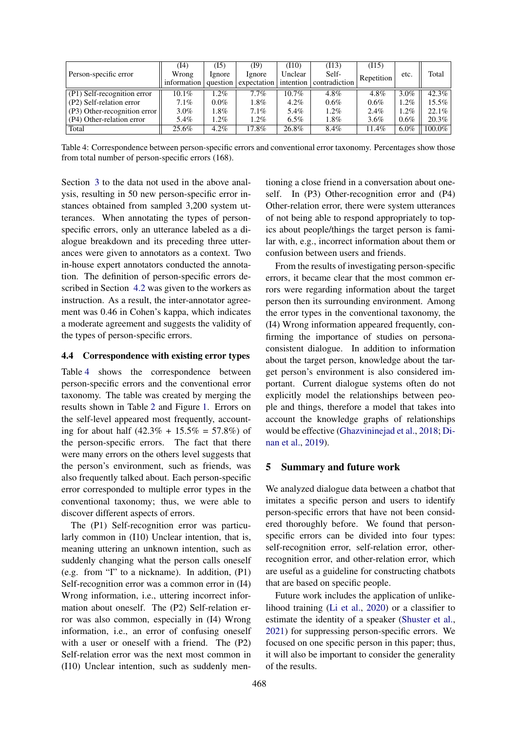| Person-specific error | (I4) Wrong information | (I5) Ignore question | (I9) Ignore expectation | (I10) Unclear intention | (I13) Self-contradiction | (I15) Repetition | etc. | Total |
|---|---|---|---|---|---|---|---|---|
| (P1) Self-recognition error | 10.1% | 1.2% | 7.7% | 10.7% | 4.8% | 4.8% | 3.0% | 42.3% |
| (P2) Self-relation error | 7.1% | 0.0% | 1.8% | 4.2% | 0.6% | 0.6% | 1.2% | 15.5% |
| (P3) Other-recognition error | 3.0% | 1.8% | 7.1% | 5.4% | 1.2% | 2.4% | 1.2% | 22.1% |
| (P4) Other-relation error | 5.4% | 1.2% | 1.2% | 6.5% | 1.8% | 3.6% | 0.6% | 20.3% |
| Total | 25.6% | 4.2% | 17.8% | 26.8% | 8.4% | 11.4% | 6.0% | 100.0% |

Table 4: Correspondence between person-specific errors and conventional error taxonomy. Percentages show those from total number of person-specific errors (168).

Section 3 to the data not used in the above analysis, resulting in 50 new person-specific error instances obtained from sampled 3,200 system utterances. When annotating the types of person-specific errors, only an utterance labeled as a dialogue breakdown and its preceding three utterances were given to annotators as a context. Two in-house expert annotators conducted the annotation. The definition of person-specific errors described in Section 4.2 was given to the workers as instruction. As a result, the inter-annotator agreement was 0.46 in Cohen's kappa, which indicates a moderate agreement and suggests the validity of the types of person-specific errors.

### 4.4 Correspondence with existing error types

Table 4 shows the correspondence between person-specific errors and the conventional error taxonomy. The table was created by merging the results shown in Table 2 and Figure 1. Errors on the self-level appeared most frequently, accounting for about half (42.3% + 15.5% = 57.8%) of the person-specific errors. The fact that there were many errors on the others level suggests that the person's environment, such as friends, was also frequently talked about. Each person-specific error corresponded to multiple error types in the conventional taxonomy; thus, we were able to discover different aspects of errors.

The (P1) Self-recognition error was particularly common in (I10) Unclear intention, that is, meaning uttering an unknown intention, such as suddenly changing what the person calls oneself (e.g. from "I" to a nickname). In addition, (P1) Self-recognition error was a common error in (I4) Wrong information, i.e., uttering incorrect information about oneself. The (P2) Self-relation error was also common, especially in (I4) Wrong information, i.e., an error of confusing oneself with a user or oneself with a friend. The (P2) Self-relation error was the next most common in (I10) Unclear intention, such as suddenly mentioning a close friend in a conversation about oneself. In (P3) Other-recognition error and (P4) Other-relation error, there were system utterances of not being able to respond appropriately to topics about people/things the target person is familiar with, e.g., incorrect information about them or confusion between users and friends.

From the results of investigating person-specific errors, it became clear that the most common errors were regarding information about the target person then its surrounding environment. Among the error types in the conventional taxonomy, the (I4) Wrong information appeared frequently, confirming the importance of studies on persona-consistent dialogue. In addition to information about the target person, knowledge about the target person's environment is also considered important. Current dialogue systems often do not explicitly model the relationships between people and things, therefore a model that takes into account the knowledge graphs of relationships would be effective (Ghazvininejad et al., 2018; Dinan et al., 2019).

## 5 Summary and future work

We analyzed dialogue data between a chatbot that imitates a specific person and users to identify person-specific errors that have not been considered thoroughly before. We found that person-specific errors can be divided into four types: self-recognition error, self-relation error, other-recognition error, and other-relation error, which are useful as a guideline for constructing chatbots that are based on specific people.

Future work includes the application of unlikelihood training (Li et al., 2020) or a classifier to estimate the identity of a speaker (Shuster et al., 2021) for suppressing person-specific errors. We focused on one specific person in this paper; thus, it will also be important to consider the generality of the results.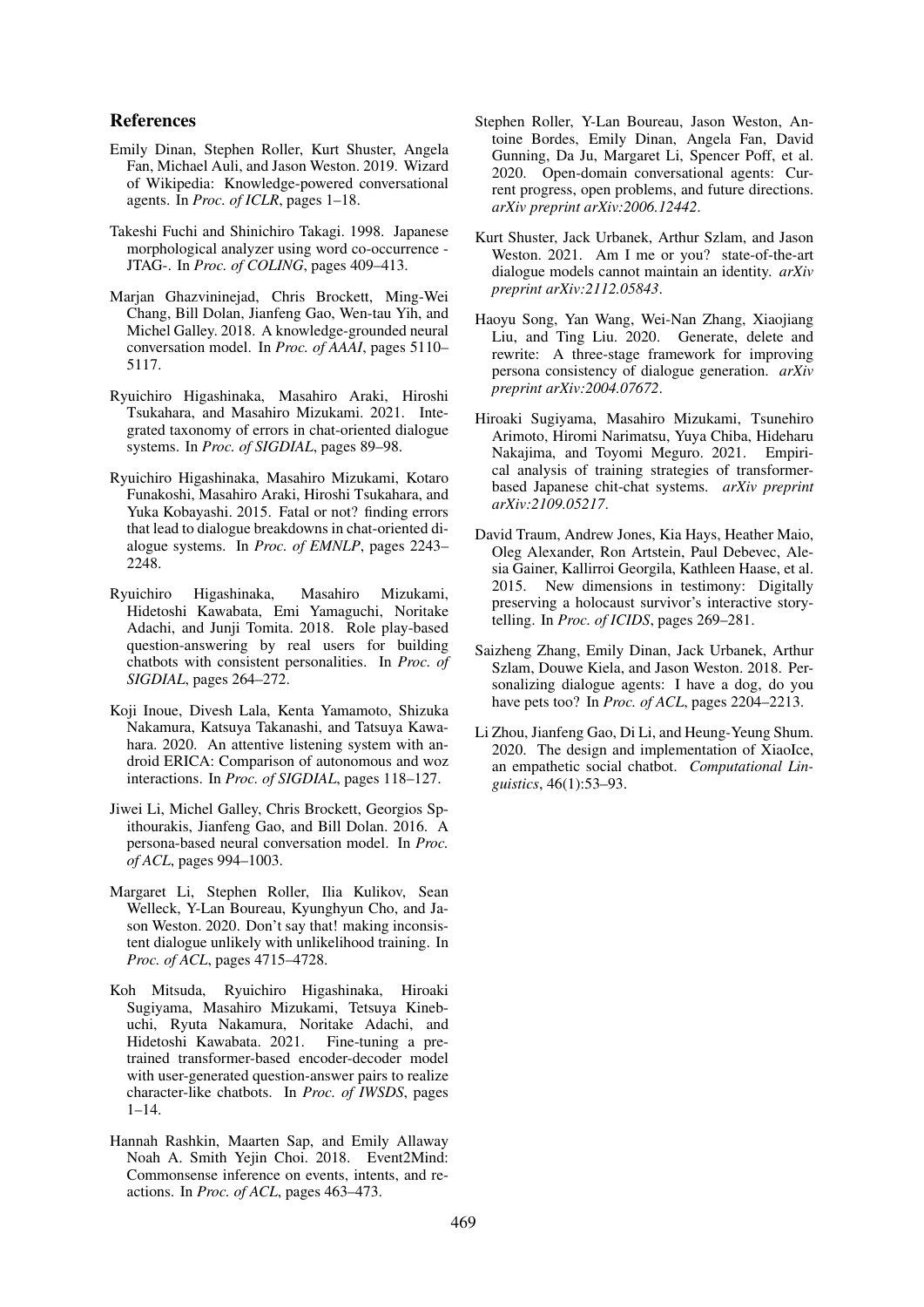## References

Emily Dinan, Stephen Roller, Kurt Shuster, Angela Fan, Michael Auli, and Jason Weston. 2019. Wizard of Wikipedia: Knowledge-powered conversational agents. In *Proc. of ICLR*, pages 1–18.

Takeshi Fuchi and Shinichiro Takagi. 1998. Japanese morphological analyzer using word co-occurrence - JTAG-. In *Proc. of COLING*, pages 409–413.

Marjan Ghazvininejad, Chris Brockett, Ming-Wei Chang, Bill Dolan, Jianfeng Gao, Wen-tau Yih, and Michel Galley. 2018. A knowledge-grounded neural conversation model. In *Proc. of AAAI*, pages 5110–5117.

Ryuichiro Higashinaka, Masahiro Araki, Hiroshi Tsukahara, and Masahiro Mizukami. 2021. Integrated taxonomy of errors in chat-oriented dialogue systems. In *Proc. of SIGDIAL*, pages 89–98.

Ryuichiro Higashinaka, Masahiro Mizukami, Kotaro Funakoshi, Masahiro Araki, Hiroshi Tsukahara, and Yuka Kobayashi. 2015. Fatal or not? finding errors that lead to dialogue breakdowns in chat-oriented dialogue systems. In *Proc. of EMNLP*, pages 2243–2248.

Ryuichiro Higashinaka, Masahiro Mizukami, Hidetoshi Kawabata, Emi Yamaguchi, Noritake Adachi, and Junji Tomita. 2018. Role play-based question-answering by real users for building chatbots with consistent personalities. In *Proc. of SIGDIAL*, pages 264–272.

Koji Inoue, Divesh Lala, Kenta Yamamoto, Shizuka Nakamura, Katsuya Takanashi, and Tatsuya Kawahara. 2020. An attentive listening system with android ERICA: Comparison of autonomous and woz interactions. In *Proc. of SIGDIAL*, pages 118–127.

Jiwei Li, Michel Galley, Chris Brockett, Georgios Spithourakis, Jianfeng Gao, and Bill Dolan. 2016. A persona-based neural conversation model. In *Proc. of ACL*, pages 994–1003.

Margaret Li, Stephen Roller, Ilia Kulikov, Sean Welleck, Y-Lan Boureau, Kyunghyun Cho, and Jason Weston. 2020. Don't say that! making inconsistent dialogue unlikely with unlikelihood training. In *Proc. of ACL*, pages 4715–4728.

Koh Mitsuda, Ryuichiro Higashinaka, Hiroaki Sugiyama, Masahiro Mizukami, Tetsuya Kinebuchi, Ryuta Nakamura, Noritake Adachi, and Hidetoshi Kawabata. 2021. Fine-tuning a pre-trained transformer-based encoder-decoder model with user-generated question-answer pairs to realize character-like chatbots. In *Proc. of IWSDS*, pages 1–14.

Hannah Rashkin, Maarten Sap, and Emily Allaway Noah A. Smith Yejin Choi. 2018. Event2Mind: Commonsense inference on events, intents, and reactions. In *Proc. of ACL*, pages 463–473.

Stephen Roller, Y-Lan Boureau, Jason Weston, Antoine Bordes, Emily Dinan, Angela Fan, David Gunning, Da Ju, Margaret Li, Spencer Poff, et al. 2020. Open-domain conversational agents: Current progress, open problems, and future directions. *arXiv preprint arXiv:2006.12442*.

Kurt Shuster, Jack Urbanek, Arthur Szlam, and Jason Weston. 2021. Am I me or you? state-of-the-art dialogue models cannot maintain an identity. *arXiv preprint arXiv:2112.05843*.

Haoyu Song, Yan Wang, Wei-Nan Zhang, Xiaojiang Liu, and Ting Liu. 2020. Generate, delete and rewrite: A three-stage framework for improving persona consistency of dialogue generation. *arXiv preprint arXiv:2004.07672*.

Hiroaki Sugiyama, Masahiro Mizukami, Tsunehiro Arimoto, Hiromi Narimatsu, Yuya Chiba, Hideharu Nakajima, and Toyomi Meguro. 2021. Empirical analysis of training strategies of transformer-based Japanese chit-chat systems. *arXiv preprint arXiv:2109.05217*.

David Traum, Andrew Jones, Kia Hays, Heather Maio, Oleg Alexander, Ron Artstein, Paul Debevec, Alesia Gainer, Kallirroi Georgila, Kathleen Haase, et al. 2015. New dimensions in testimony: Digitally preserving a holocaust survivor's interactive storytelling. In *Proc. of ICIDS*, pages 269–281.

Saizheng Zhang, Emily Dinan, Jack Urbanek, Arthur Szlam, Douwe Kiela, and Jason Weston. 2018. Personalizing dialogue agents: I have a dog, do you have pets too? In *Proc. of ACL*, pages 2204–2213.

Li Zhou, Jianfeng Gao, Di Li, and Heung-Yeung Shum. 2020. The design and implementation of XiaoIce, an empathetic social chatbot. *Computational Linguistics*, 46(1):53–93.